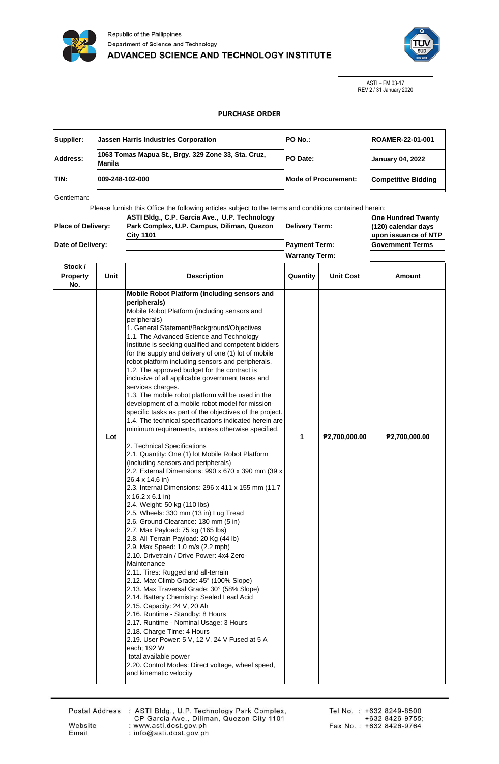Republic of the Philippines
Department of Science and Technology
ADVANCED SCIENCE AND TECHNOLOGY INSTITUTE

ASTI – FM 03-17
REV 2 / 31 January 2020

## PURCHASE ORDER

| | | | |
|---|---|---|---|
| **Supplier:** | **Jassen Harris Industries Corporation** | **PO No.:** | **ROAMER-22-01-001** |
| **Address:** | **1063 Tomas Mapua St., Brgy. 329 Zone 33, Sta. Cruz, Manila** | **PO Date:** | **January 04, 2022** |
| **TIN:** | **009-248-102-000** | **Mode of Procurement:** | **Competitive Bidding** |

Gentleman:

Please furnish this Office the following articles subject to the terms and conditions contained herein:

| | | | |
|---|---|---|---|
| **Place of Delivery:** | **ASTI Bldg., C.P. Garcia Ave., U.P. Technology Park Complex, U.P. Campus, Diliman, Quezon City 1101** | **Delivery Term:** | **One Hundred Twenty (120) calendar days upon issuance of NTP** |
| **Date of Delivery:** | | **Payment Term:** | **Government Terms** |
| | | **Warranty Term:** | |

| Stock / Property No. | Unit | Description | Quantity | Unit Cost | Amount |
|---|---|---|---|---|---|
| | Lot | **Mobile Robot Platform (including sensors and peripherals)**<br>Mobile Robot Platform (including sensors and peripherals)<br>1. General Statement/Background/Objectives<br>1.1. The Advanced Science and Technology Institute is seeking qualified and competent bidders for the supply and delivery of one (1) lot of mobile robot platform including sensors and peripherals.<br>1.2. The approved budget for the contract is inclusive of all applicable government taxes and services charges.<br>1.3. The mobile robot platform will be used in the development of a mobile robot model for mission-specific tasks as part of the objectives of the project.<br>1.4. The technical specifications indicated herein are minimum requirements, unless otherwise specified.<br><br>2. Technical Specifications<br>2.1. Quantity: One (1) lot Mobile Robot Platform (including sensors and peripherals)<br>2.2. External Dimensions: 990 x 670 x 390 mm (39 x 26.4 x 14.6 in)<br>2.3. Internal Dimensions: 296 x 411 x 155 mm (11.7 x 16.2 x 6.1 in)<br>2.4. Weight: 50 kg (110 lbs)<br>2.5. Wheels: 330 mm (13 in) Lug Tread<br>2.6. Ground Clearance: 130 mm (5 in)<br>2.7. Max Payload: 75 kg (165 lbs)<br>2.8. All-Terrain Payload: 20 Kg (44 lb)<br>2.9. Max Speed: 1.0 m/s (2.2 mph)<br>2.10. Drivetrain / Drive Power: 4x4 Zero-Maintenance<br>2.11. Tires: Rugged and all-terrain<br>2.12. Max Climb Grade: 45° (100% Slope)<br>2.13. Max Traversal Grade: 30° (58% Slope)<br>2.14. Battery Chemistry: Sealed Lead Acid<br>2.15. Capacity: 24 V, 20 Ah<br>2.16. Runtime - Standby: 8 Hours<br>2.17. Runtime - Nominal Usage: 3 Hours<br>2.18. Charge Time: 4 Hours<br>2.19. User Power: 5 V, 12 V, 24 V Fused at 5 A each; 192 W total available power<br>2.20. Control Modes: Direct voltage, wheel speed, and kinematic velocity | 1 | ₱2,700,000.00 | ₱2,700,000.00 |

Postal Address : ASTI Bldg., U.P. Technology Park Complex, CP Garcia Ave., Diliman, Quezon City 1101
Website : www.asti.dost.gov.ph
Email : info@asti.dost.gov.ph
Tel No. : +632 8249-8500 +632 8426-9755;
Fax No. : +632 8426-9764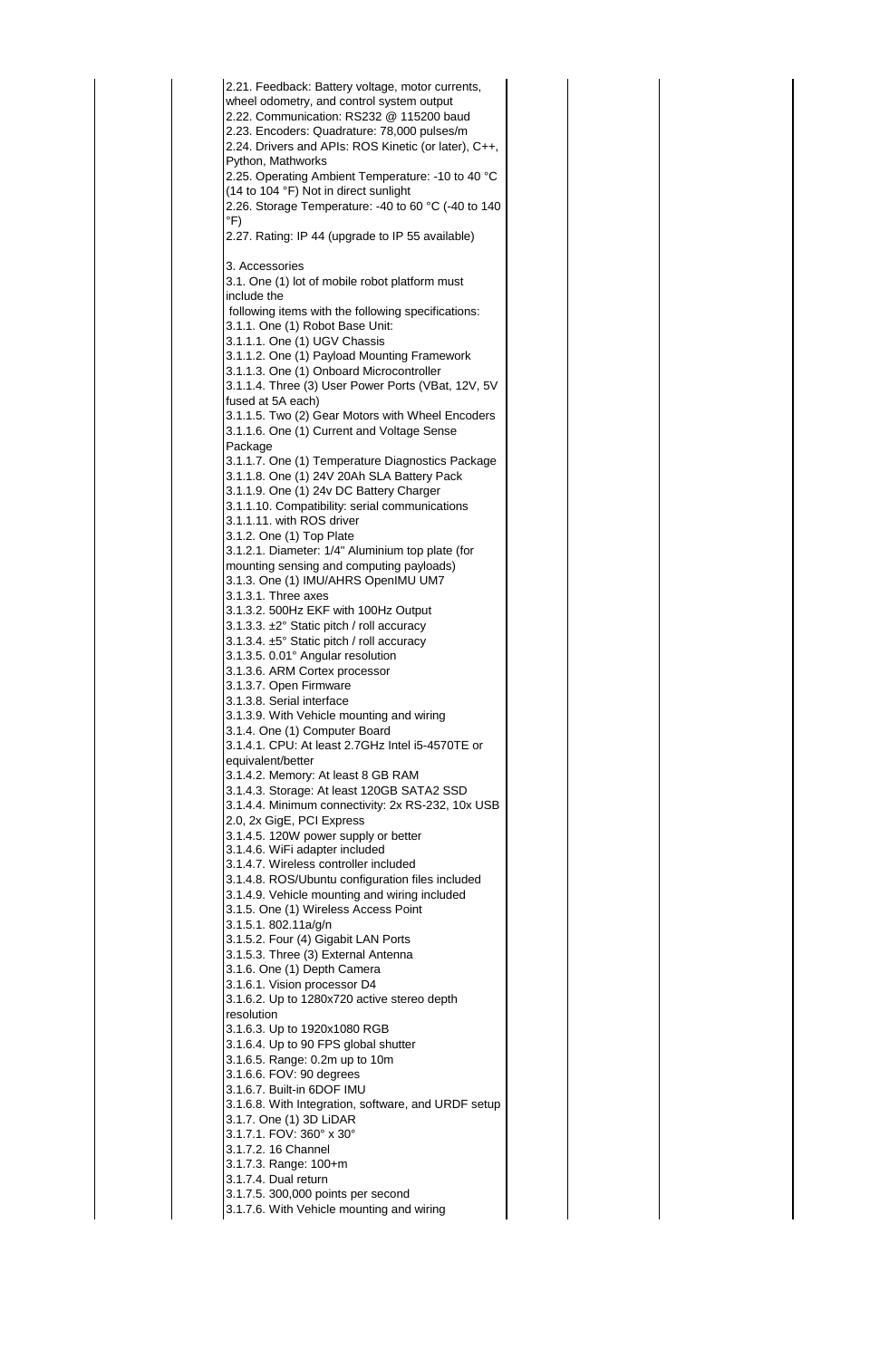| | | | | | | |
|---|---|---|---|---|---|---|
| | | 2.21. Feedback: Battery voltage, motor currents, wheel odometry, and control system output<br>2.22. Communication: RS232 @ 115200 baud<br>2.23. Encoders: Quadrature: 78,000 pulses/m<br>2.24. Drivers and APIs: ROS Kinetic (or later), C++, Python, Mathworks<br>2.25. Operating Ambient Temperature: -10 to 40 °C (14 to 104 °F) Not in direct sunlight<br>2.26. Storage Temperature: -40 to 60 °C (-40 to 140 °F)<br>2.27. Rating: IP 44 (upgrade to IP 55 available)<br><br>3. Accessories<br>3.1. One (1) lot of mobile robot platform must include the<br>following items with the following specifications:<br>3.1.1. One (1) Robot Base Unit:<br>3.1.1.1. One (1) UGV Chassis<br>3.1.1.2. One (1) Payload Mounting Framework<br>3.1.1.3. One (1) Onboard Microcontroller<br>3.1.1.4. Three (3) User Power Ports (VBat, 12V, 5V fused at 5A each)<br>3.1.1.5. Two (2) Gear Motors with Wheel Encoders<br>3.1.1.6. One (1) Current and Voltage Sense Package<br>3.1.1.7. One (1) Temperature Diagnostics Package<br>3.1.1.8. One (1) 24V 20Ah SLA Battery Pack<br>3.1.1.9. One (1) 24v DC Battery Charger<br>3.1.1.10. Compatibility: serial communications<br>3.1.1.11. with ROS driver<br>3.1.2. One (1) Top Plate<br>3.1.2.1. Diameter: 1/4" Aluminium top plate (for mounting sensing and computing payloads)<br>3.1.3. One (1) IMU/AHRS OpenIMU UM7<br>3.1.3.1. Three axes<br>3.1.3.2. 500Hz EKF with 100Hz Output<br>3.1.3.3. ±2° Static pitch / roll accuracy<br>3.1.3.4. ±5° Static pitch / roll accuracy<br>3.1.3.5. 0.01° Angular resolution<br>3.1.3.6. ARM Cortex processor<br>3.1.3.7. Open Firmware<br>3.1.3.8. Serial interface<br>3.1.3.9. With Vehicle mounting and wiring<br>3.1.4. One (1) Computer Board<br>3.1.4.1. CPU: At least 2.7GHz Intel i5-4570TE or equivalent/better<br>3.1.4.2. Memory: At least 8 GB RAM<br>3.1.4.3. Storage: At least 120GB SATA2 SSD<br>3.1.4.4. Minimum connectivity: 2x RS-232, 10x USB 2.0, 2x GigE, PCI Express<br>3.1.4.5. 120W power supply or better<br>3.1.4.6. WiFi adapter included<br>3.1.4.7. Wireless controller included<br>3.1.4.8. ROS/Ubuntu configuration files included<br>3.1.4.9. Vehicle mounting and wiring included<br>3.1.5. One (1) Wireless Access Point<br>3.1.5.1. 802.11a/g/n<br>3.1.5.2. Four (4) Gigabit LAN Ports<br>3.1.5.3. Three (3) External Antenna<br>3.1.6. One (1) Depth Camera<br>3.1.6.1. Vision processor D4<br>3.1.6.2. Up to 1280x720 active stereo depth resolution<br>3.1.6.3. Up to 1920x1080 RGB<br>3.1.6.4. Up to 90 FPS global shutter<br>3.1.6.5. Range: 0.2m up to 10m<br>3.1.6.6. FOV: 90 degrees<br>3.1.6.7. Built-in 6DOF IMU<br>3.1.6.8. With Integration, software, and URDF setup<br>3.1.7. One (1) 3D LiDAR<br>3.1.7.1. FOV: 360° x 30°<br>3.1.7.2. 16 Channel<br>3.1.7.3. Range: 100+m<br>3.1.7.4. Dual return<br>3.1.7.5. 300,000 points per second<br>3.1.7.6. With Vehicle mounting and wiring | | | | |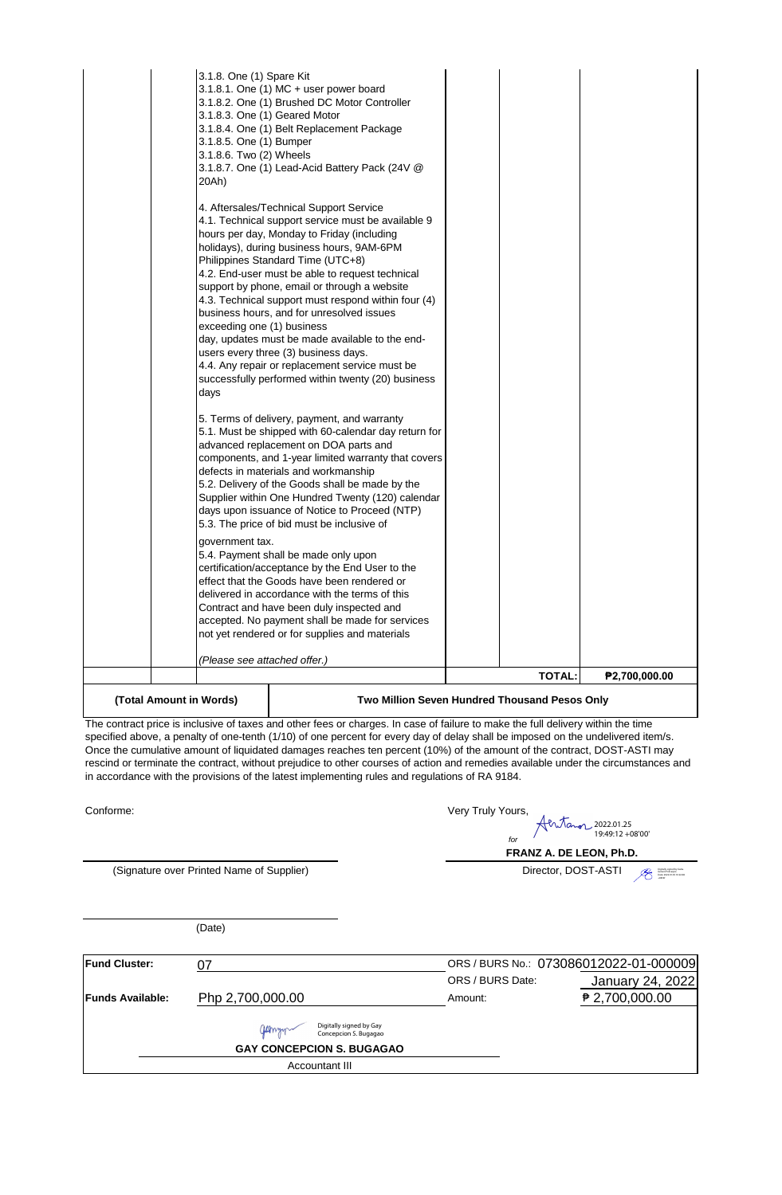| | | | | | |
|---|---|---|---|---|---|
| | | 3.1.8. One (1) Spare Kit<br>3.1.8.1. One (1) MC + user power board<br>3.1.8.2. One (1) Brushed DC Motor Controller<br>3.1.8.3. One (1) Geared Motor<br>3.1.8.4. One (1) Belt Replacement Package<br>3.1.8.5. One (1) Bumper<br>3.1.8.6. Two (2) Wheels<br>3.1.8.7. One (1) Lead-Acid Battery Pack (24V @ 20Ah)<br><br>4. Aftersales/Technical Support Service<br>4.1. Technical support service must be available 9 hours per day, Monday to Friday (including holidays), during business hours, 9AM-6PM Philippines Standard Time (UTC+8)<br>4.2. End-user must be able to request technical support by phone, email or through a website<br>4.3. Technical support must respond within four (4) business hours, and for unresolved issues exceeding one (1) business day, updates must be made available to the end-users every three (3) business days.<br>4.4. Any repair or replacement service must be successfully performed within twenty (20) business days<br><br>5. Terms of delivery, payment, and warranty<br>5.1. Must be shipped with 60-calendar day return for advanced replacement on DOA parts and components, and 1-year limited warranty that covers defects in materials and workmanship<br>5.2. Delivery of the Goods shall be made by the Supplier within One Hundred Twenty (120) calendar days upon issuance of Notice to Proceed (NTP)<br>5.3. The price of bid must be inclusive of government tax.<br>5.4. Payment shall be made only upon certification/acceptance by the End User to the effect that the Goods have been rendered or delivered in accordance with the terms of this Contract and have been duly inspected and accepted. No payment shall be made for services not yet rendered or for supplies and materials<br><br>*(Please see attached offer.)* | | | |
| | | | | **TOTAL:** | **₱2,700,000.00** |
| **(Total Amount in Words)** | | **Two Million Seven Hundred Thousand Pesos Only** | | | |

The contract price is inclusive of taxes and other fees or charges. In case of failure to make the full delivery within the time specified above, a penalty of one-tenth (1/10) of one percent for every day of delay shall be imposed on the undelivered item/s. Once the cumulative amount of liquidated damages reaches ten percent (10%) of the amount of the contract, DOST-ASTI may rescind or terminate the contract, without prejudice to other courses of action and remedies available under the circumstances and in accordance with the provisions of the latest implementing rules and regulations of RA 9184.

Conforme:

(Signature over Printed Name of Supplier)

(Date)

Very Truly Yours,

*for* 2022.01.25 19:49:12 +08'00'

**FRANZ A. DE LEON, Ph.D.**

Director, DOST-ASTI

| | | | |
|---|---|---|---|
| **Fund Cluster:** | 07 | ORS / BURS No.: | 073086012022-01-000009 |
| | | ORS / BURS Date: | January 24, 2022 |
| **Funds Available:** | Php 2,700,000.00 | Amount: | ₱ 2,700,000.00 |

Digitally signed by Gay Concepcion S. Bugagao

**GAY CONCEPCION S. BUGAGAO**

Accountant III